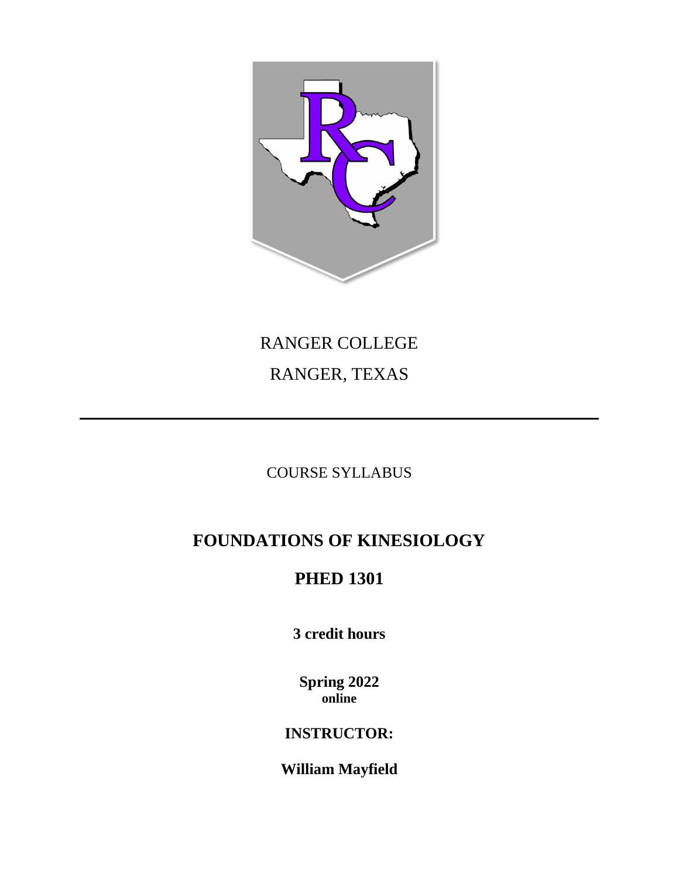RANGER COLLEGE

RANGER, TEXAS

---

COURSE SYLLABUS

# FOUNDATIONS OF KINESIOLOGY

# PHED 1301

**3 credit hours**

**Spring 2022**
**online**

**INSTRUCTOR:**

**William Mayfield**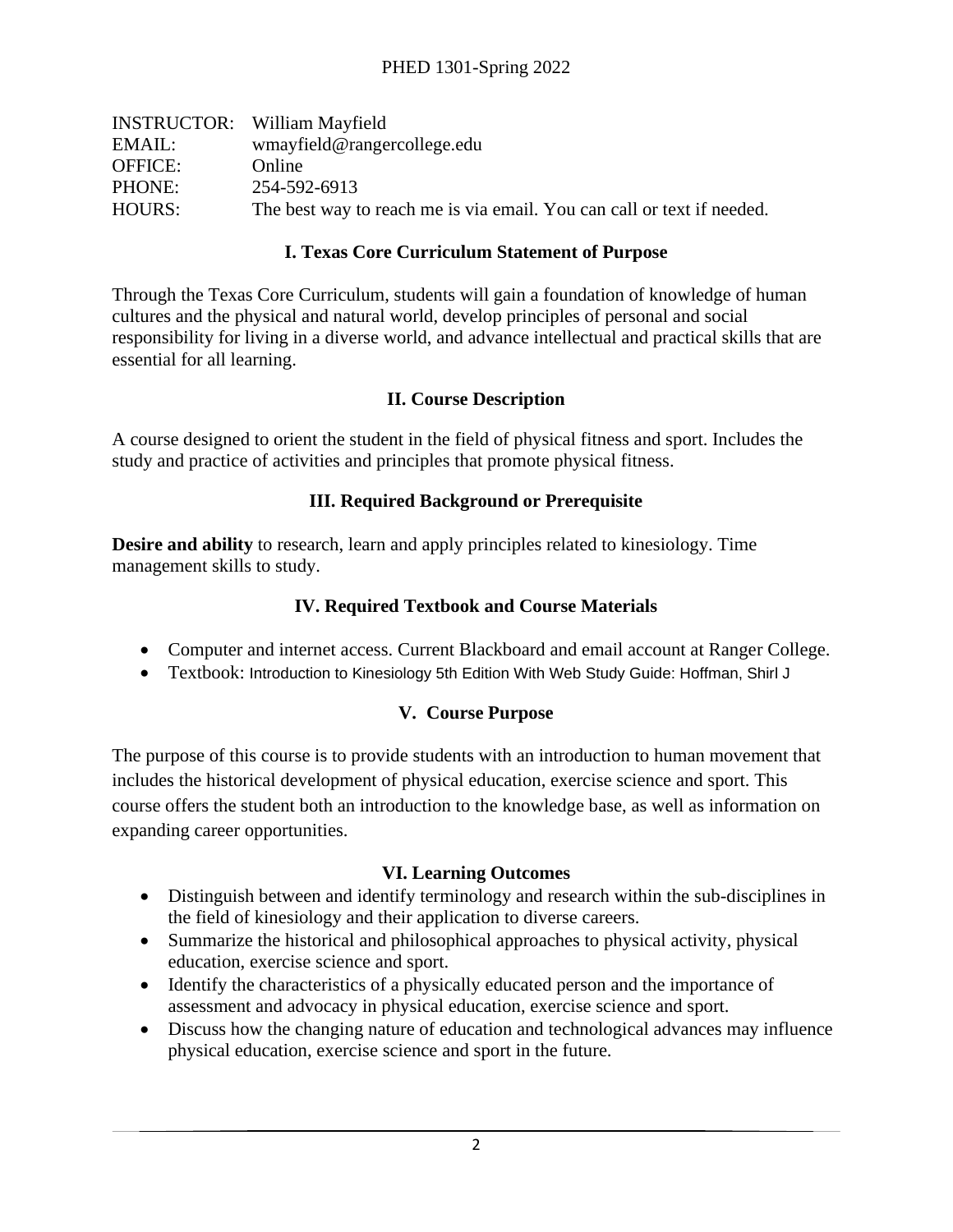PHED 1301-Spring 2022

| | |
|---|---|
| INSTRUCTOR: | William Mayfield |
| EMAIL: | wmayfield@rangercollege.edu |
| OFFICE: | Online |
| PHONE: | 254-592-6913 |
| HOURS: | The best way to reach me is via email. You can call or text if needed. |

## I. Texas Core Curriculum Statement of Purpose

Through the Texas Core Curriculum, students will gain a foundation of knowledge of human cultures and the physical and natural world, develop principles of personal and social responsibility for living in a diverse world, and advance intellectual and practical skills that are essential for all learning.

## II. Course Description

A course designed to orient the student in the field of physical fitness and sport. Includes the study and practice of activities and principles that promote physical fitness.

## III. Required Background or Prerequisite

**Desire and ability** to research, learn and apply principles related to kinesiology. Time management skills to study.

## IV. Required Textbook and Course Materials

- Computer and internet access. Current Blackboard and email account at Ranger College.
- Textbook: Introduction to Kinesiology 5th Edition With Web Study Guide: Hoffman, Shirl J

## V. Course Purpose

The purpose of this course is to provide students with an introduction to human movement that includes the historical development of physical education, exercise science and sport. This course offers the student both an introduction to the knowledge base, as well as information on expanding career opportunities.

## VI. Learning Outcomes

- Distinguish between and identify terminology and research within the sub-disciplines in the field of kinesiology and their application to diverse careers.
- Summarize the historical and philosophical approaches to physical activity, physical education, exercise science and sport.
- Identify the characteristics of a physically educated person and the importance of assessment and advocacy in physical education, exercise science and sport.
- Discuss how the changing nature of education and technological advances may influence physical education, exercise science and sport in the future.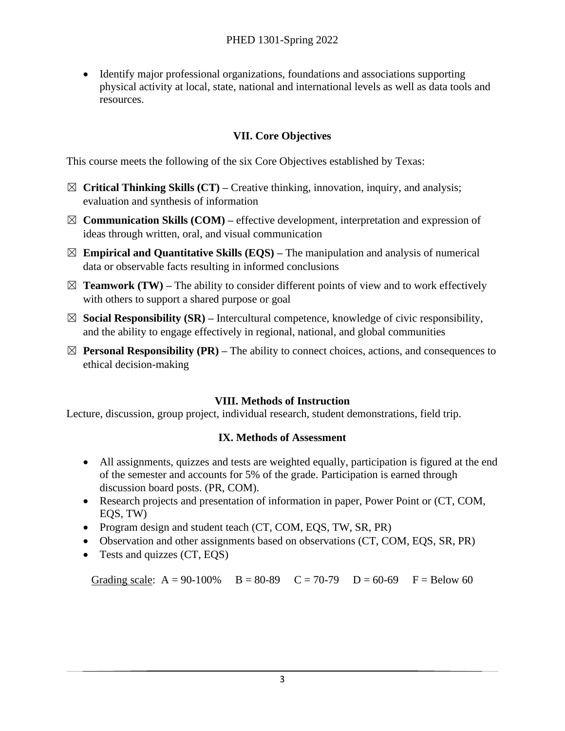- Identify major professional organizations, foundations and associations supporting physical activity at local, state, national and international levels as well as data tools and resources.

## VII. Core Objectives

This course meets the following of the six Core Objectives established by Texas:

☒ **Critical Thinking Skills (CT) –** Creative thinking, innovation, inquiry, and analysis; evaluation and synthesis of information

☒ **Communication Skills (COM) –** effective development, interpretation and expression of ideas through written, oral, and visual communication

☒ **Empirical and Quantitative Skills (EQS) –** The manipulation and analysis of numerical data or observable facts resulting in informed conclusions

☒ **Teamwork (TW) –** The ability to consider different points of view and to work effectively with others to support a shared purpose or goal

☒ **Social Responsibility (SR) –** Intercultural competence, knowledge of civic responsibility, and the ability to engage effectively in regional, national, and global communities

☒ **Personal Responsibility (PR) –** The ability to connect choices, actions, and consequences to ethical decision-making

## VIII. Methods of Instruction

Lecture, discussion, group project, individual research, student demonstrations, field trip.

## IX. Methods of Assessment

- All assignments, quizzes and tests are weighted equally, participation is figured at the end of the semester and accounts for 5% of the grade. Participation is earned through discussion board posts. (PR, COM).
- Research projects and presentation of information in paper, Power Point or (CT, COM, EQS, TW)
- Program design and student teach (CT, COM, EQS, TW, SR, PR)
- Observation and other assignments based on observations (CT, COM, EQS, SR, PR)
- Tests and quizzes (CT, EQS)

Grading scale: A = 90-100% B = 80-89 C = 70-79 D = 60-69 F = Below 60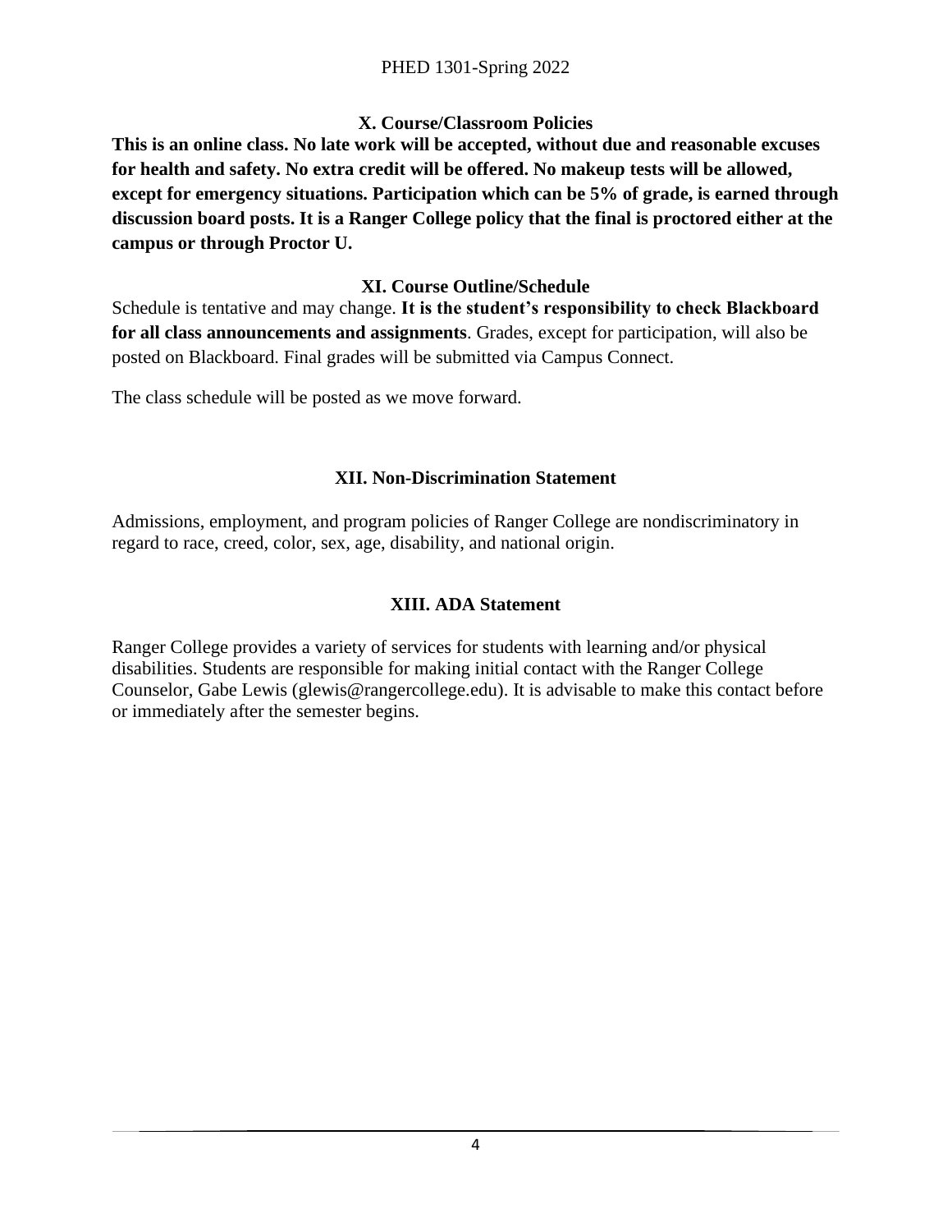### X. Course/Classroom Policies

**This is an online class. No late work will be accepted, without due and reasonable excuses for health and safety. No extra credit will be offered. No makeup tests will be allowed, except for emergency situations. Participation which can be 5% of grade, is earned through discussion board posts. It is a Ranger College policy that the final is proctored either at the campus or through Proctor U.**

### XI. Course Outline/Schedule

Schedule is tentative and may change. **It is the student's responsibility to check Blackboard for all class announcements and assignments**. Grades, except for participation, will also be posted on Blackboard. Final grades will be submitted via Campus Connect.

The class schedule will be posted as we move forward.

### XII. Non-Discrimination Statement

Admissions, employment, and program policies of Ranger College are nondiscriminatory in regard to race, creed, color, sex, age, disability, and national origin.

### XIII. ADA Statement

Ranger College provides a variety of services for students with learning and/or physical disabilities. Students are responsible for making initial contact with the Ranger College Counselor, Gabe Lewis (glewis@rangercollege.edu). It is advisable to make this contact before or immediately after the semester begins.